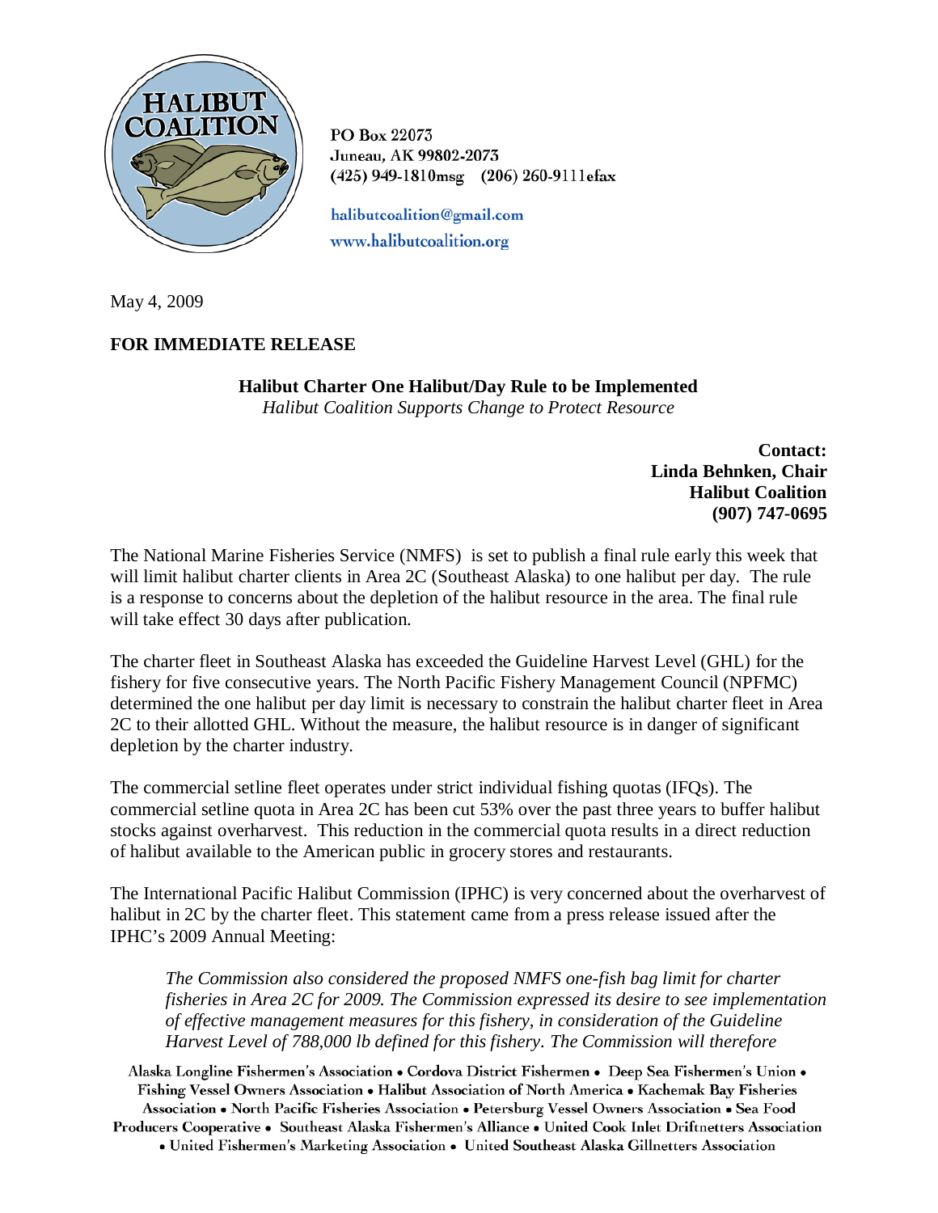HALIBUT COALITION

PO Box 22073
Juneau, AK 99802-2073
(425) 949-1810msg (206) 260-9111efax

halibutcoalition@gmail.com
www.halibutcoalition.org

May 4, 2009

**FOR IMMEDIATE RELEASE**

**Halibut Charter One Halibut/Day Rule to be Implemented**
*Halibut Coalition Supports Change to Protect Resource*

**Contact:**
**Linda Behnken, Chair**
**Halibut Coalition**
**(907) 747-0695**

The National Marine Fisheries Service (NMFS) is set to publish a final rule early this week that will limit halibut charter clients in Area 2C (Southeast Alaska) to one halibut per day. The rule is a response to concerns about the depletion of the halibut resource in the area. The final rule will take effect 30 days after publication.

The charter fleet in Southeast Alaska has exceeded the Guideline Harvest Level (GHL) for the fishery for five consecutive years. The North Pacific Fishery Management Council (NPFMC) determined the one halibut per day limit is necessary to constrain the halibut charter fleet in Area 2C to their allotted GHL. Without the measure, the halibut resource is in danger of significant depletion by the charter industry.

The commercial setline fleet operates under strict individual fishing quotas (IFQs). The commercial setline quota in Area 2C has been cut 53% over the past three years to buffer halibut stocks against overharvest. This reduction in the commercial quota results in a direct reduction of halibut available to the American public in grocery stores and restaurants.

The International Pacific Halibut Commission (IPHC) is very concerned about the overharvest of halibut in 2C by the charter fleet. This statement came from a press release issued after the IPHC's 2009 Annual Meeting:

> *The Commission also considered the proposed NMFS one-fish bag limit for charter fisheries in Area 2C for 2009. The Commission expressed its desire to see implementation of effective management measures for this fishery, in consideration of the Guideline Harvest Level of 788,000 lb defined for this fishery. The Commission will therefore*

Alaska Longline Fishermen's Association • Cordova District Fishermen • Deep Sea Fishermen's Union • Fishing Vessel Owners Association • Halibut Association of North America • Kachemak Bay Fisheries Association • North Pacific Fisheries Association • Petersburg Vessel Owners Association • Sea Food Producers Cooperative • Southeast Alaska Fishermen's Alliance • United Cook Inlet Driftnetters Association • United Fishermen's Marketing Association • United Southeast Alaska Gillnetters Association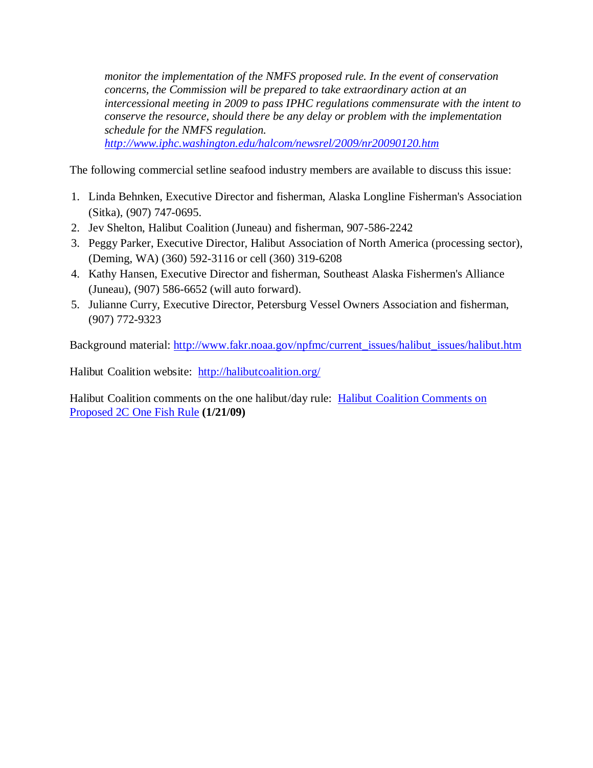*monitor the implementation of the NMFS proposed rule. In the event of conservation concerns, the Commission will be prepared to take extraordinary action at an intercessional meeting in 2009 to pass IPHC regulations commensurate with the intent to conserve the resource, should there be any delay or problem with the implementation schedule for the NMFS regulation.*
*http://www.iphc.washington.edu/halcom/newsrel/2009/nr20090120.htm*

The following commercial setline seafood industry members are available to discuss this issue:

1. Linda Behnken, Executive Director and fisherman, Alaska Longline Fisherman's Association (Sitka), (907) 747-0695.
2. Jev Shelton, Halibut Coalition (Juneau) and fisherman, 907-586-2242
3. Peggy Parker, Executive Director, Halibut Association of North America (processing sector), (Deming, WA) (360) 592-3116 or cell (360) 319-6208
4. Kathy Hansen, Executive Director and fisherman, Southeast Alaska Fishermen's Alliance (Juneau), (907) 586-6652 (will auto forward).
5. Julianne Curry, Executive Director, Petersburg Vessel Owners Association and fisherman, (907) 772-9323

Background material: http://www.fakr.noaa.gov/npfmc/current_issues/halibut_issues/halibut.htm

Halibut Coalition website: http://halibutcoalition.org/

Halibut Coalition comments on the one halibut/day rule: Halibut Coalition Comments on Proposed 2C One Fish Rule **(1/21/09)**